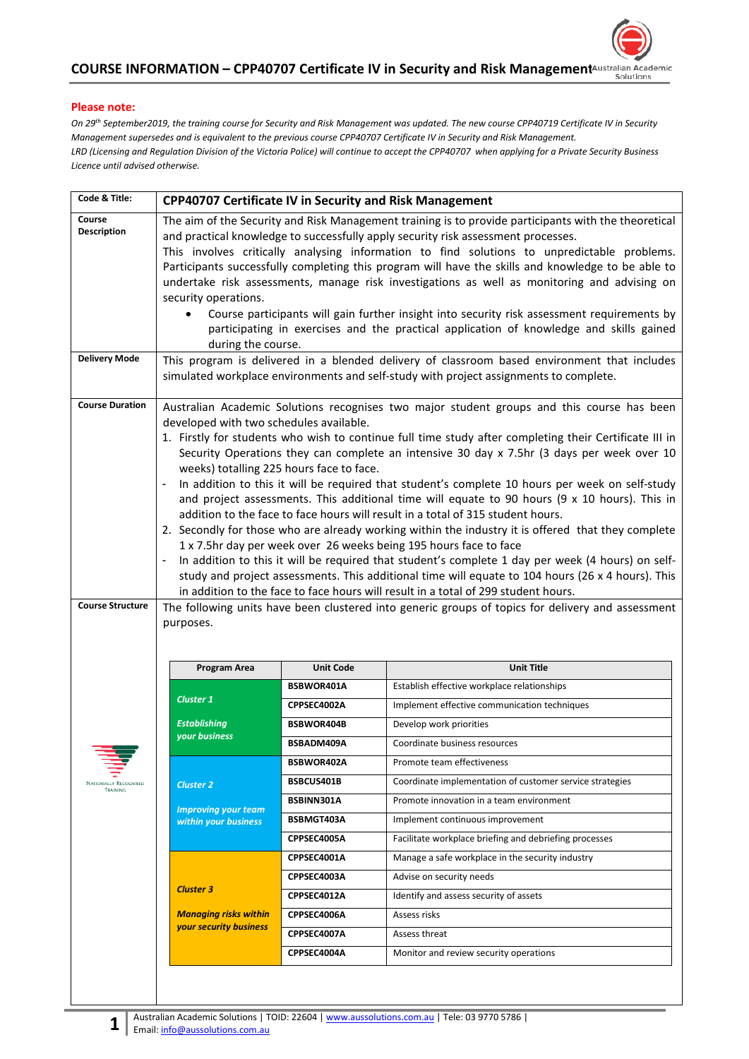# COURSE INFORMATION – CPP40707 Certificate IV in Security and Risk Management

**Please note:**

*On 29th September2019, the training course for Security and Risk Management was updated. The new course CPP40719 Certificate IV in Security Management supersedes and is equivalent to the previous course CPP40707 Certificate IV in Security and Risk Management.*

*LRD (Licensing and Regulation Division of the Victoria Police) will continue to accept the CPP40707 when applying for a Private Security Business Licence until advised otherwise.*

| Code & Title: | **CPP40707 Certificate IV in Security and Risk Management** |
|---|---|
| **Course Description** | The aim of the Security and Risk Management training is to provide participants with the theoretical and practical knowledge to successfully apply security risk assessment processes.<br>This involves critically analysing information to find solutions to unpredictable problems. Participants successfully completing this program will have the skills and knowledge to be able to undertake risk assessments, manage risk investigations as well as monitoring and advising on security operations.<br>• Course participants will gain further insight into security risk assessment requirements by participating in exercises and the practical application of knowledge and skills gained during the course. |
| **Delivery Mode** | This program is delivered in a blended delivery of classroom based environment that includes simulated workplace environments and self-study with project assignments to complete. |
| **Course Duration** | Australian Academic Solutions recognises two major student groups and this course has been developed with two schedules available.<br>1. Firstly for students who wish to continue full time study after completing their Certificate III in Security Operations they can complete an intensive 30 day x 7.5hr (3 days per week over 10 weeks) totalling 225 hours face to face.<br>- In addition to this it will be required that student's complete 10 hours per week on self-study and project assessments. This additional time will equate to 90 hours (9 x 10 hours). This in addition to the face to face hours will result in a total of 315 student hours.<br>2. Secondly for those who are already working within the industry it is offered that they complete 1 x 7.5hr day per week over 26 weeks being 195 hours face to face<br>- In addition to this it will be required that student's complete 1 day per week (4 hours) on self-study and project assessments. This additional time will equate to 104 hours (26 x 4 hours). This in addition to the face to face hours will result in a total of 299 student hours. |
| **Course Structure** | The following units have been clustered into generic groups of topics for delivery and assessment purposes. |

| Program Area | Unit Code | Unit Title |
|---|---|---|
| ***Cluster 1*** ***Establishing your business*** | BSBWOR401A | Establish effective workplace relationships |
| | CPPSEC4002A | Implement effective communication techniques |
| | BSBWOR404B | Develop work priorities |
| | BSBADM409A | Coordinate business resources |
| ***Cluster 2*** ***Improving your team within your business*** | BSBWOR402A | Promote team effectiveness |
| | BSBCUS401B | Coordinate implementation of customer service strategies |
| | BSBINN301A | Promote innovation in a team environment |
| | BSBMGT403A | Implement continuous improvement |
| | CPPSEC4005A | Facilitate workplace briefing and debriefing processes |
| ***Cluster 3*** ***Managing risks within your security business*** | CPPSEC4001A | Manage a safe workplace in the security industry |
| | CPPSEC4003A | Advise on security needs |
| | CPPSEC4012A | Identify and assess security of assets |
| | CPPSEC4006A | Assess risks |
| | CPPSEC4007A | Assess threat |
| | CPPSEC4004A | Monitor and review security operations |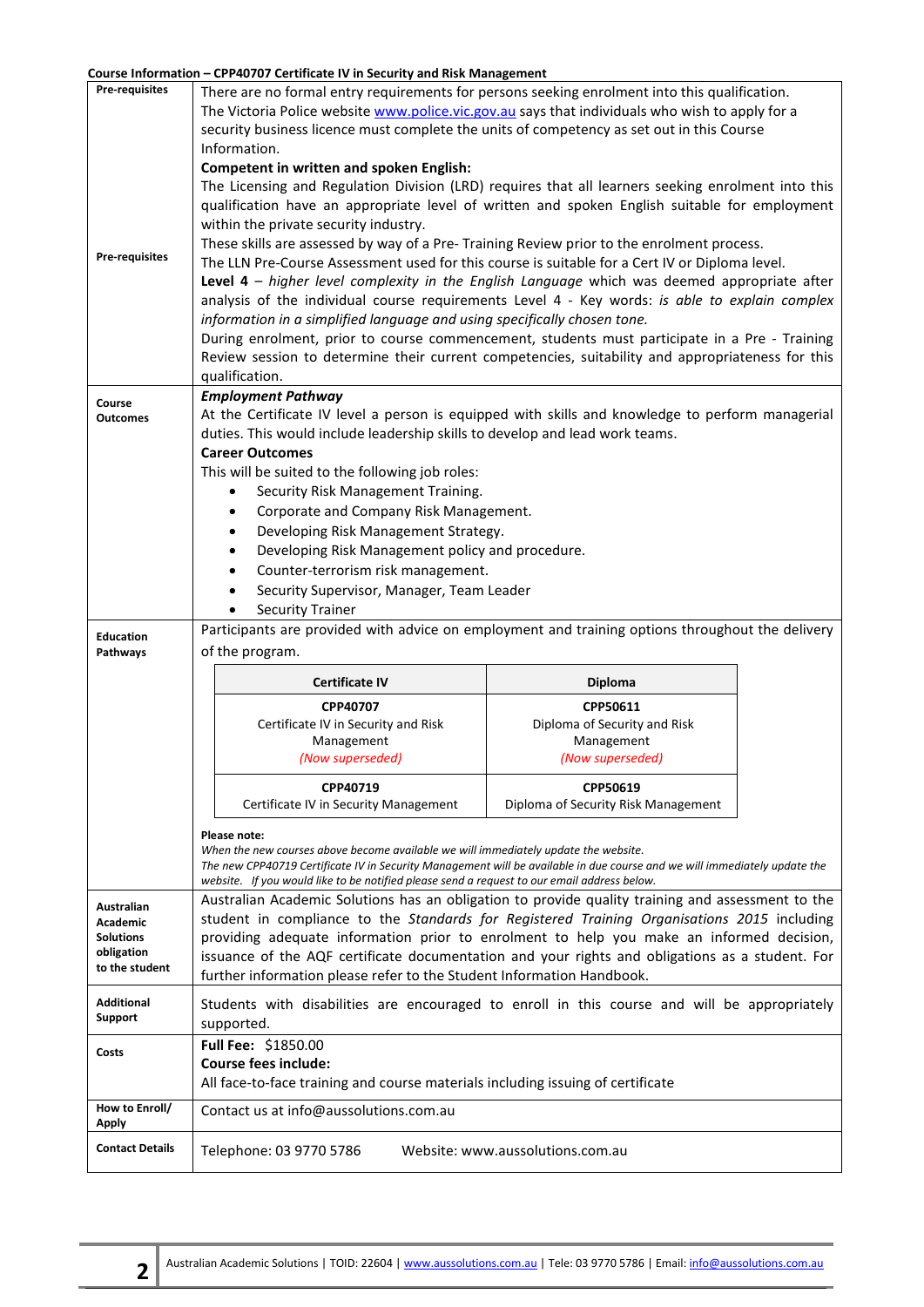**Course Information – CPP40707 Certificate IV in Security and Risk Management**

| | |
|---|---|
| **Pre-requisites** | There are no formal entry requirements for persons seeking enrolment into this qualification. The Victoria Police website www.police.vic.gov.au says that individuals who wish to apply for a security business licence must complete the units of competency as set out in this Course Information.<br>**Competent in written and spoken English:**<br>The Licensing and Regulation Division (LRD) requires that all learners seeking enrolment into this qualification have an appropriate level of written and spoken English suitable for employment within the private security industry.<br>These skills are assessed by way of a Pre- Training Review prior to the enrolment process.<br>The LLN Pre-Course Assessment used for this course is suitable for a Cert IV or Diploma level.<br>**Level 4** – *higher level complexity in the English Language* which was deemed appropriate after analysis of the individual course requirements Level 4 - Key words: *is able to explain complex information in a simplified language and using specifically chosen tone.*<br>During enrolment, prior to course commencement, students must participate in a Pre - Training Review session to determine their current competencies, suitability and appropriateness for this qualification. |
| **Course Outcomes** | ***Employment Pathway***<br>At the Certificate IV level a person is equipped with skills and knowledge to perform managerial duties. This would include leadership skills to develop and lead work teams.<br>**Career Outcomes**<br>This will be suited to the following job roles:<br>• Security Risk Management Training.<br>• Corporate and Company Risk Management.<br>• Developing Risk Management Strategy.<br>• Developing Risk Management policy and procedure.<br>• Counter-terrorism risk management.<br>• Security Supervisor, Manager, Team Leader<br>• Security Trainer |
| **Education Pathways** | Participants are provided with advice on employment and training options throughout the delivery of the program.<br>(see table below)<br>**Please note:**<br>*When the new courses above become available we will immediately update the website.*<br>*The new CPP40719 Certificate IV in Security Management will be available in due course and we will immediately update the website. If you would like to be notified please send a request to our email address below.* |
| **Australian Academic Solutions obligation to the student** | Australian Academic Solutions has an obligation to provide quality training and assessment to the student in compliance to the *Standards for Registered Training Organisations 2015* including providing adequate information prior to enrolment to help you make an informed decision, issuance of the AQF certificate documentation and your rights and obligations as a student. For further information please refer to the Student Information Handbook. |
| **Additional Support** | Students with disabilities are encouraged to enroll in this course and will be appropriately supported. |
| **Costs** | **Full Fee:** $1850.00<br>**Course fees include:**<br>All face-to-face training and course materials including issuing of certificate |
| **How to Enroll/ Apply** | Contact us at info@aussolutions.com.au |
| **Contact Details** | Telephone: 03 9770 5786 Website: www.aussolutions.com.au |

| Certificate IV | Diploma |
|---|---|
| **CPP40707**<br>Certificate IV in Security and Risk Management<br>*(Now superseded)* | **CPP50611**<br>Diploma of Security and Risk Management<br>*(Now superseded)* |
| **CPP40719**<br>Certificate IV in Security Management | **CPP50619**<br>Diploma of Security Risk Management |